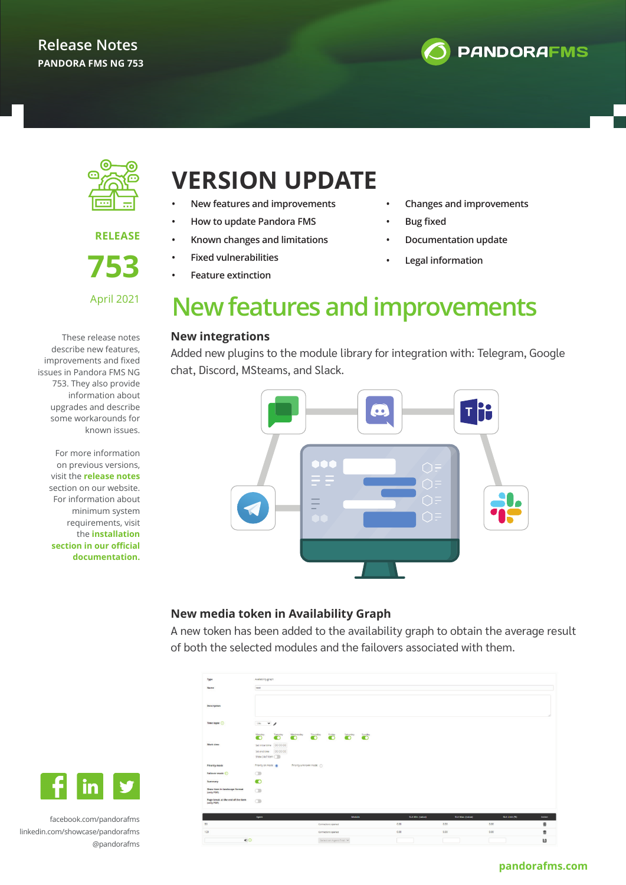Release Notes
PANDORA FMS NG 753

RELEASE
753
April 2021

These release notes describe new features, improvements and fixed issues in Pandora FMS NG 753. They also provide information about upgrades and describe some workarounds for known issues.

For more information on previous versions, visit the **release notes** section on our website. For information about minimum system requirements, visit the **installation section in our official documentation.**

facebook.com/pandorafms
linkedin.com/showcase/pandorafms
@pandorafms

# VERSION UPDATE

- New features and improvements
- How to update Pandora FMS
- Known changes and limitations
- Fixed vulnerabilities
- Feature extinction
- Changes and improvements
- Bug fixed
- Documentation update
- Legal information

# New features and improvements

### New integrations

Added new plugins to the module library for integration with: Telegram, Google chat, Discord, MSteams, and Slack.

### New media token in Availability Graph

A new token has been added to the availability graph to obtain the average result of both the selected modules and the failovers associated with them.

pandorafms.com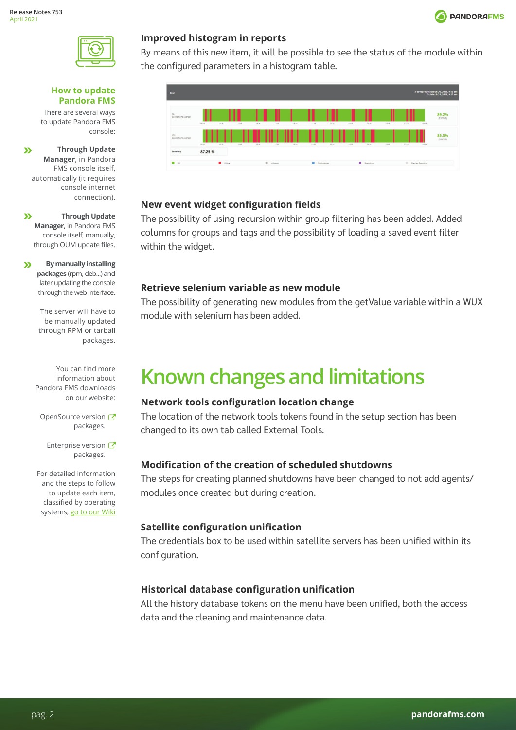## Improved histogram in reports

By means of this new item, it will be possible to see the status of the module within the configured parameters in a histogram table.

## New event widget configuration fields

The possibility of using recursion within group filtering has been added. Added columns for groups and tags and the possibility of loading a saved event filter within the widget.

## Retrieve selenium variable as new module

The possibility of generating new modules from the getValue variable within a WUX module with selenium has been added.

# Known changes and limitations

## Network tools configuration location change

The location of the network tools tokens found in the setup section has been changed to its own tab called External Tools.

## Modification of the creation of scheduled shutdowns

The steps for creating planned shutdowns have been changed to not add agents/ modules once created but during creation.

## Satellite configuration unification

The credentials box to be used within satellite servers has been unified within its configuration.

## Historical database configuration unification

All the history database tokens on the menu have been unified, both the access data and the cleaning and maintenance data.

### How to update Pandora FMS

There are several ways to update Pandora FMS console:

- **Through Update Manager**, in Pandora FMS console itself, automatically (it requires console internet connection).
- **Through Update Manager**, in Pandora FMS console itself, manually, through OUM update files.
- **By manually installing packages** (rpm, deb...) and later updating the console through the web interface.

The server will have to be manually updated through RPM or tarball packages.

You can find more information about Pandora FMS downloads on our website:

OpenSource version packages.

Enterprise version packages.

For detailed information and the steps to follow to update each item, classified by operating systems, go to our Wiki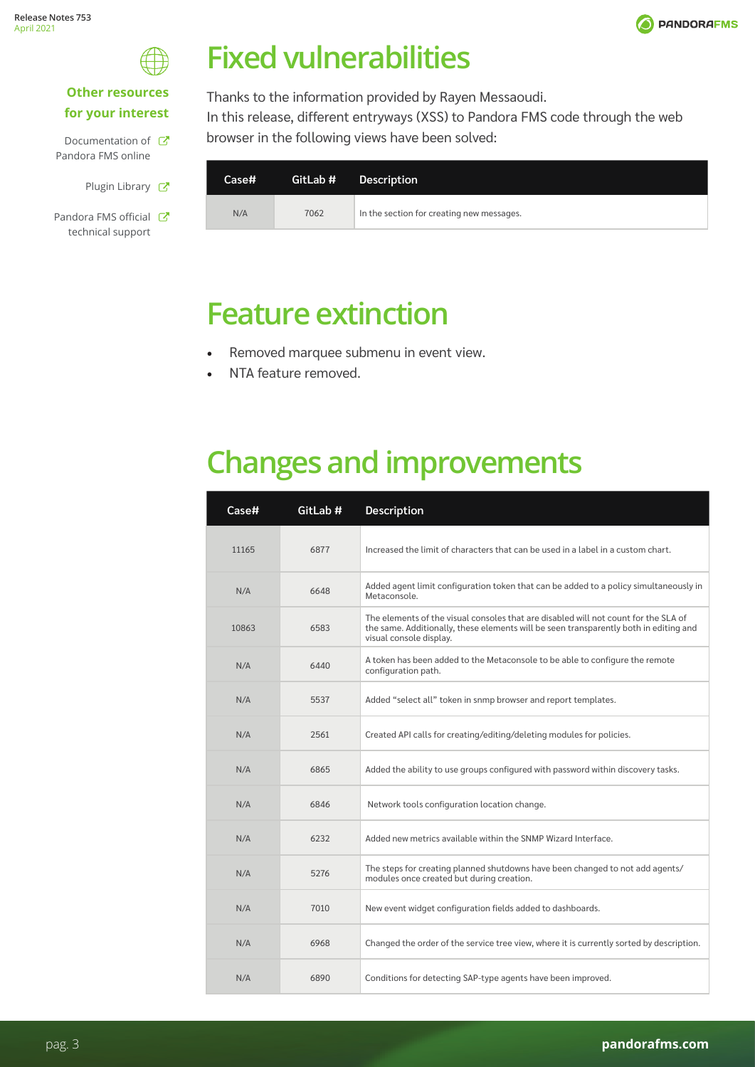## Other resources for your interest

Documentation of Pandora FMS online

Plugin Library

Pandora FMS official technical support

# Fixed vulnerabilities

Thanks to the information provided by Rayen Messaoudi.
In this release, different entryways (XSS) to Pandora FMS code through the web browser in the following views have been solved:

| Case# | GitLab # | Description |
|---|---|---|
| N/A | 7062 | In the section for creating new messages. |

# Feature extinction

- Removed marquee submenu in event view.
- NTA feature removed.

# Changes and improvements

| Case# | GitLab # | Description |
|---|---|---|
| 11165 | 6877 | Increased the limit of characters that can be used in a label in a custom chart. |
| N/A | 6648 | Added agent limit configuration token that can be added to a policy simultaneously in Metaconsole. |
| 10863 | 6583 | The elements of the visual consoles that are disabled will not count for the SLA of the same. Additionally, these elements will be seen transparently both in editing and visual console display. |
| N/A | 6440 | A token has been added to the Metaconsole to be able to configure the remote configuration path. |
| N/A | 5537 | Added "select all" token in snmp browser and report templates. |
| N/A | 2561 | Created API calls for creating/editing/deleting modules for policies. |
| N/A | 6865 | Added the ability to use groups configured with password within discovery tasks. |
| N/A | 6846 | Network tools configuration location change. |
| N/A | 6232 | Added new metrics available within the SNMP Wizard Interface. |
| N/A | 5276 | The steps for creating planned shutdowns have been changed to not add agents/ modules once created but during creation. |
| N/A | 7010 | New event widget configuration fields added to dashboards. |
| N/A | 6968 | Changed the order of the service tree view, where it is currently sorted by description. |
| N/A | 6890 | Conditions for detecting SAP-type agents have been improved. |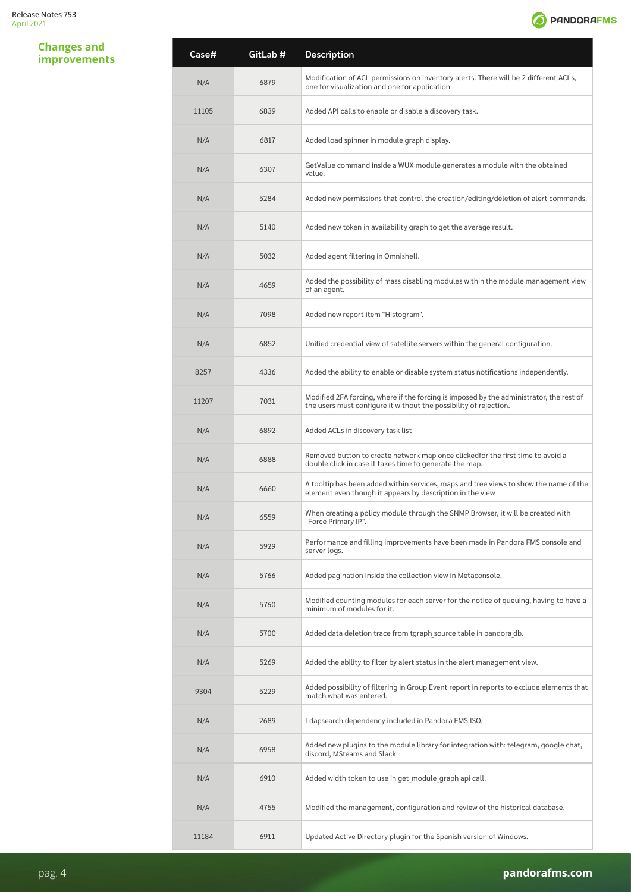## Changes and improvements

| Case# | GitLab # | Description |
|---|---|---|
| N/A | 6879 | Modification of ACL permissions on inventory alerts. There will be 2 different ACLs, one for visualization and one for application. |
| 11105 | 6839 | Added API calls to enable or disable a discovery task. |
| N/A | 6817 | Added load spinner in module graph display. |
| N/A | 6307 | GetValue command inside a WUX module generates a module with the obtained value. |
| N/A | 5284 | Added new permissions that control the creation/editing/deletion of alert commands. |
| N/A | 5140 | Added new token in availability graph to get the average result. |
| N/A | 5032 | Added agent filtering in Omnishell. |
| N/A | 4659 | Added the possibility of mass disabling modules within the module management view of an agent. |
| N/A | 7098 | Added new report item "Histogram". |
| N/A | 6852 | Unified credential view of satellite servers within the general configuration. |
| 8257 | 4336 | Added the ability to enable or disable system status notifications independently. |
| 11207 | 7031 | Modified 2FA forcing, where if the forcing is imposed by the administrator, the rest of the users must configure it without the possibility of rejection. |
| N/A | 6892 | Added ACLs in discovery task list |
| N/A | 6888 | Removed button to create network map once clickedfor the first time to avoid a double click in case it takes time to generate the map. |
| N/A | 6660 | A tooltip has been added within services, maps and tree views to show the name of the element even though it appears by description in the view |
| N/A | 6559 | When creating a policy module through the SNMP Browser, it will be created with "Force Primary IP". |
| N/A | 5929 | Performance and filling improvements have been made in Pandora FMS console and server logs. |
| N/A | 5766 | Added pagination inside the collection view in Metaconsole. |
| N/A | 5760 | Modified counting modules for each server for the notice of queuing, having to have a minimum of modules for it. |
| N/A | 5700 | Added data deletion trace from tgraph_source table in pandora_db. |
| N/A | 5269 | Added the ability to filter by alert status in the alert management view. |
| 9304 | 5229 | Added possibility of filtering in Group Event report in reports to exclude elements that match what was entered. |
| N/A | 2689 | Ldapsearch dependency included in Pandora FMS ISO. |
| N/A | 6958 | Added new plugins to the module library for integration with: telegram, google chat, discord, MSteams and Slack. |
| N/A | 6910 | Added width token to use in get_module_graph api call. |
| N/A | 4755 | Modified the management, configuration and review of the historical database. |
| 11184 | 6911 | Updated Active Directory plugin for the Spanish version of Windows. |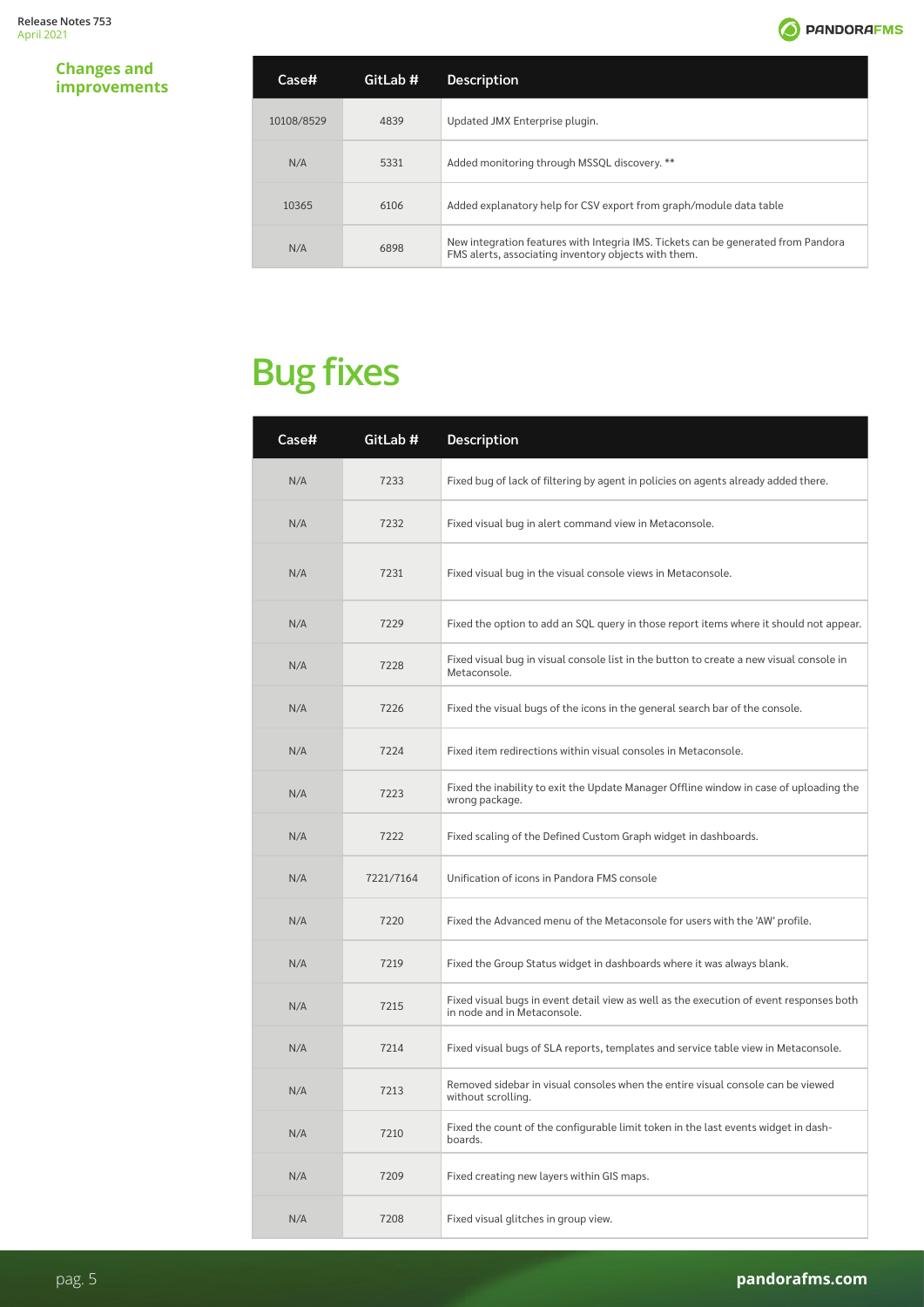## Changes and improvements

| Case# | GitLab # | Description |
|---|---|---|
| 10108/8529 | 4839 | Updated JMX Enterprise plugin. |
| N/A | 5331 | Added monitoring through MSSQL discovery. ** |
| 10365 | 6106 | Added explanatory help for CSV export from graph/module data table |
| N/A | 6898 | New integration features with Integria IMS. Tickets can be generated from Pandora FMS alerts, associating inventory objects with them. |

# Bug fixes

| Case# | GitLab # | Description |
|---|---|---|
| N/A | 7233 | Fixed bug of lack of filtering by agent in policies on agents already added there. |
| N/A | 7232 | Fixed visual bug in alert command view in Metaconsole. |
| N/A | 7231 | Fixed visual bug in the visual console views in Metaconsole. |
| N/A | 7229 | Fixed the option to add an SQL query in those report items where it should not appear. |
| N/A | 7228 | Fixed visual bug in visual console list in the button to create a new visual console in Metaconsole. |
| N/A | 7226 | Fixed the visual bugs of the icons in the general search bar of the console. |
| N/A | 7224 | Fixed item redirections within visual consoles in Metaconsole. |
| N/A | 7223 | Fixed the inability to exit the Update Manager Offline window in case of uploading the wrong package. |
| N/A | 7222 | Fixed scaling of the Defined Custom Graph widget in dashboards. |
| N/A | 7221/7164 | Unification of icons in Pandora FMS console |
| N/A | 7220 | Fixed the Advanced menu of the Metaconsole for users with the 'AW' profile. |
| N/A | 7219 | Fixed the Group Status widget in dashboards where it was always blank. |
| N/A | 7215 | Fixed visual bugs in event detail view as well as the execution of event responses both in node and in Metaconsole. |
| N/A | 7214 | Fixed visual bugs of SLA reports, templates and service table view in Metaconsole. |
| N/A | 7213 | Removed sidebar in visual consoles when the entire visual console can be viewed without scrolling. |
| N/A | 7210 | Fixed the count of the configurable limit token in the last events widget in dashboards. |
| N/A | 7209 | Fixed creating new layers within GIS maps. |
| N/A | 7208 | Fixed visual glitches in group view. |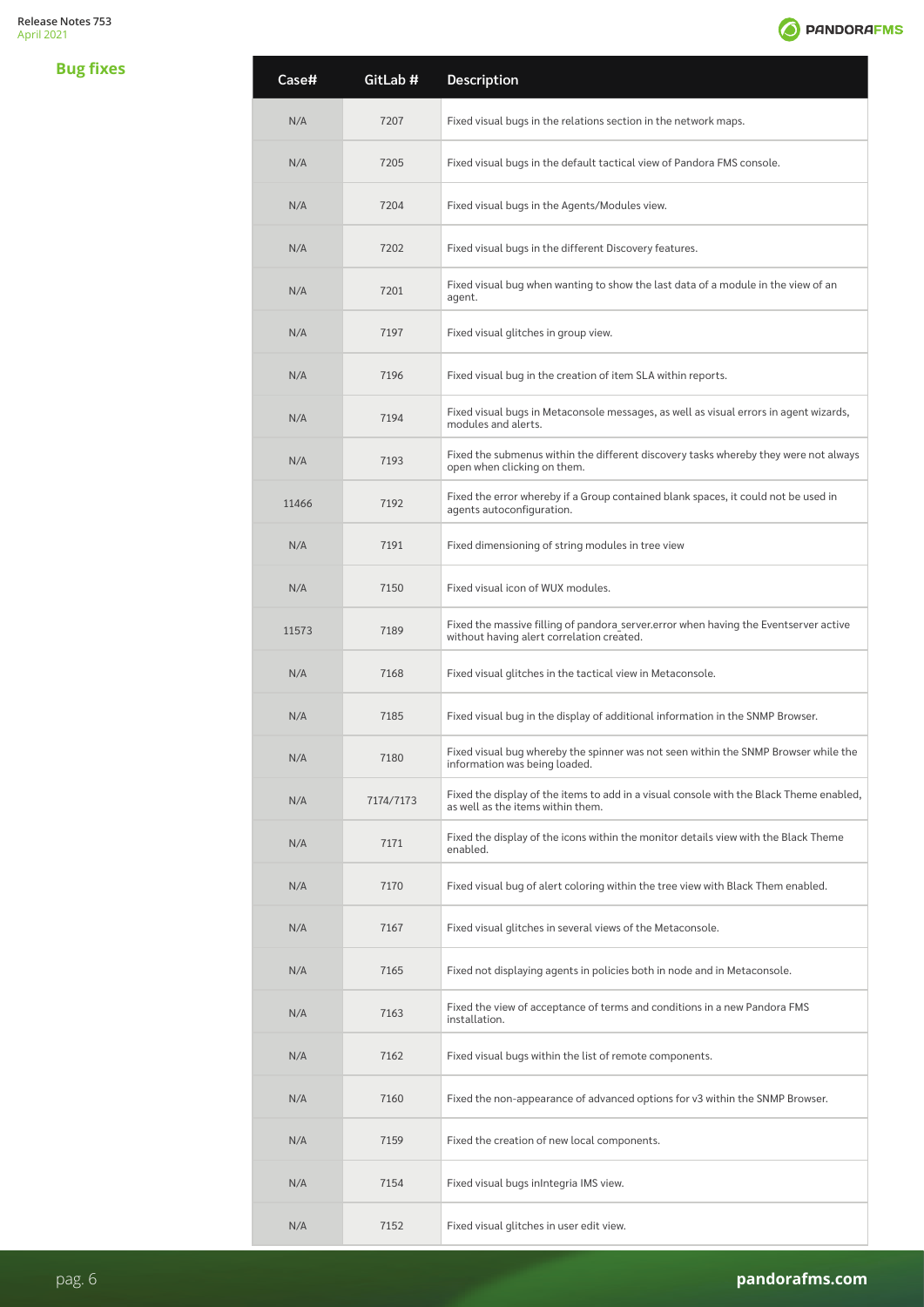## Bug fixes

| Case# | GitLab # | Description |
|---|---|---|
| N/A | 7207 | Fixed visual bugs in the relations section in the network maps. |
| N/A | 7205 | Fixed visual bugs in the default tactical view of Pandora FMS console. |
| N/A | 7204 | Fixed visual bugs in the Agents/Modules view. |
| N/A | 7202 | Fixed visual bugs in the different Discovery features. |
| N/A | 7201 | Fixed visual bug when wanting to show the last data of a module in the view of an agent. |
| N/A | 7197 | Fixed visual glitches in group view. |
| N/A | 7196 | Fixed visual bug in the creation of item SLA within reports. |
| N/A | 7194 | Fixed visual bugs in Metaconsole messages, as well as visual errors in agent wizards, modules and alerts. |
| N/A | 7193 | Fixed the submenus within the different discovery tasks whereby they were not always open when clicking on them. |
| 11466 | 7192 | Fixed the error whereby if a Group contained blank spaces, it could not be used in agents autoconfiguration. |
| N/A | 7191 | Fixed dimensioning of string modules in tree view |
| N/A | 7150 | Fixed visual icon of WUX modules. |
| 11573 | 7189 | Fixed the massive filling of pandora_server.error when having the Eventserver active without having alert correlation created. |
| N/A | 7168 | Fixed visual glitches in the tactical view in Metaconsole. |
| N/A | 7185 | Fixed visual bug in the display of additional information in the SNMP Browser. |
| N/A | 7180 | Fixed visual bug whereby the spinner was not seen within the SNMP Browser while the information was being loaded. |
| N/A | 7174/7173 | Fixed the display of the items to add in a visual console with the Black Theme enabled, as well as the items within them. |
| N/A | 7171 | Fixed the display of the icons within the monitor details view with the Black Theme enabled. |
| N/A | 7170 | Fixed visual bug of alert coloring within the tree view with Black Them enabled. |
| N/A | 7167 | Fixed visual glitches in several views of the Metaconsole. |
| N/A | 7165 | Fixed not displaying agents in policies both in node and in Metaconsole. |
| N/A | 7163 | Fixed the view of acceptance of terms and conditions in a new Pandora FMS installation. |
| N/A | 7162 | Fixed visual bugs within the list of remote components. |
| N/A | 7160 | Fixed the non-appearance of advanced options for v3 within the SNMP Browser. |
| N/A | 7159 | Fixed the creation of new local components. |
| N/A | 7154 | Fixed visual bugs inIntegria IMS view. |
| N/A | 7152 | Fixed visual glitches in user edit view. |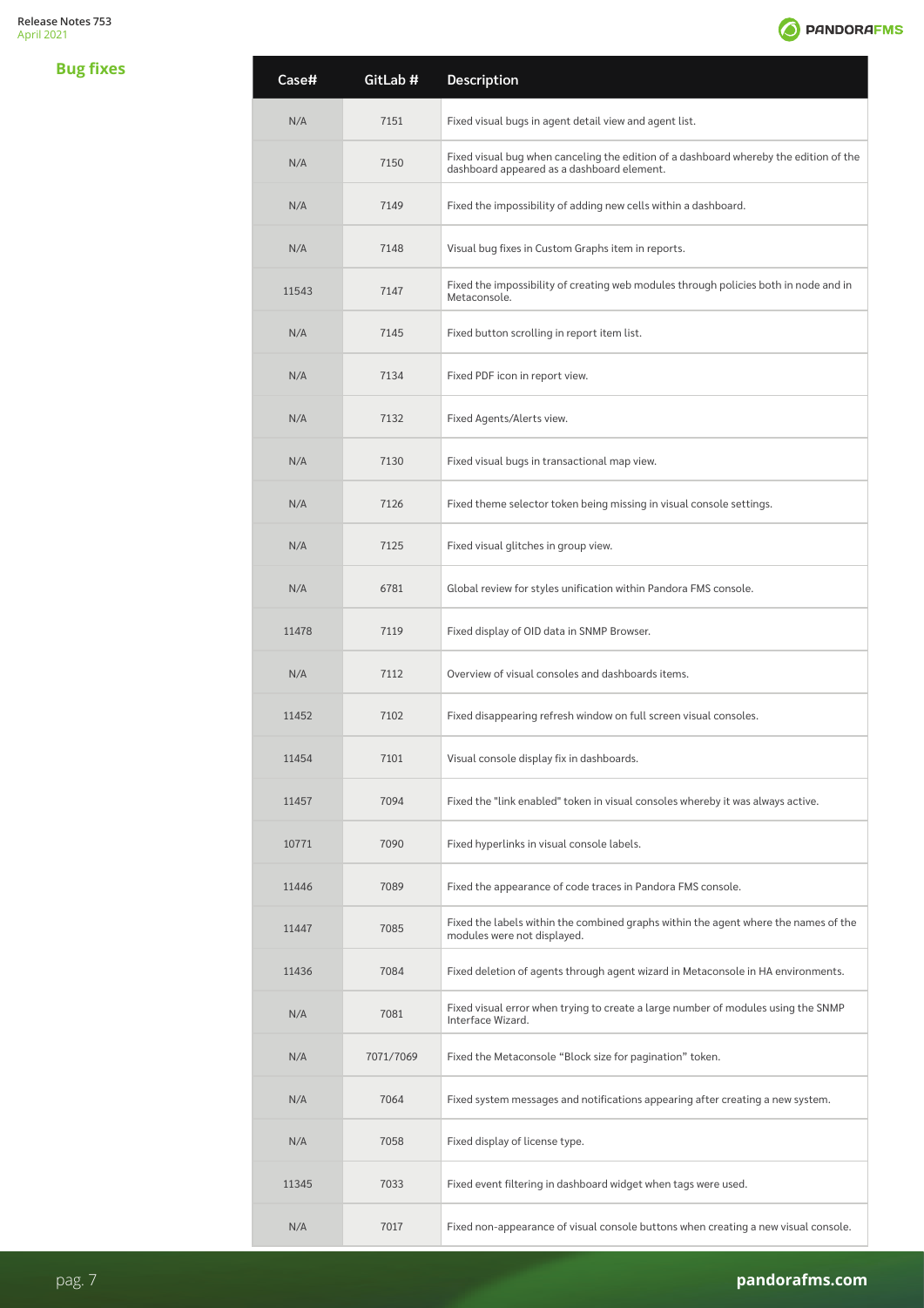## Bug fixes

| Case# | GitLab # | Description |
|---|---|---|
| N/A | 7151 | Fixed visual bugs in agent detail view and agent list. |
| N/A | 7150 | Fixed visual bug when canceling the edition of a dashboard whereby the edition of the dashboard appeared as a dashboard element. |
| N/A | 7149 | Fixed the impossibility of adding new cells within a dashboard. |
| N/A | 7148 | Visual bug fixes in Custom Graphs item in reports. |
| 11543 | 7147 | Fixed the impossibility of creating web modules through policies both in node and in Metaconsole. |
| N/A | 7145 | Fixed button scrolling in report item list. |
| N/A | 7134 | Fixed PDF icon in report view. |
| N/A | 7132 | Fixed Agents/Alerts view. |
| N/A | 7130 | Fixed visual bugs in transactional map view. |
| N/A | 7126 | Fixed theme selector token being missing in visual console settings. |
| N/A | 7125 | Fixed visual glitches in group view. |
| N/A | 6781 | Global review for styles unification within Pandora FMS console. |
| 11478 | 7119 | Fixed display of OID data in SNMP Browser. |
| N/A | 7112 | Overview of visual consoles and dashboards items. |
| 11452 | 7102 | Fixed disappearing refresh window on full screen visual consoles. |
| 11454 | 7101 | Visual console display fix in dashboards. |
| 11457 | 7094 | Fixed the "link enabled" token in visual consoles whereby it was always active. |
| 10771 | 7090 | Fixed hyperlinks in visual console labels. |
| 11446 | 7089 | Fixed the appearance of code traces in Pandora FMS console. |
| 11447 | 7085 | Fixed the labels within the combined graphs within the agent where the names of the modules were not displayed. |
| 11436 | 7084 | Fixed deletion of agents through agent wizard in Metaconsole in HA environments. |
| N/A | 7081 | Fixed visual error when trying to create a large number of modules using the SNMP Interface Wizard. |
| N/A | 7071/7069 | Fixed the Metaconsole “Block size for pagination” token. |
| N/A | 7064 | Fixed system messages and notifications appearing after creating a new system. |
| N/A | 7058 | Fixed display of license type. |
| 11345 | 7033 | Fixed event filtering in dashboard widget when tags were used. |
| N/A | 7017 | Fixed non-appearance of visual console buttons when creating a new visual console. |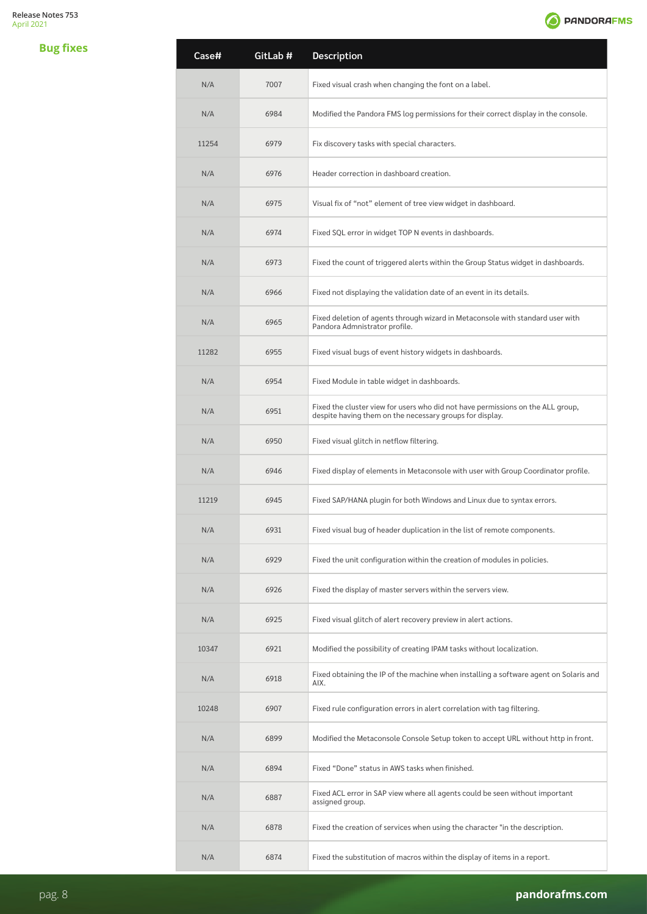## Bug fixes

| Case# | GitLab # | Description |
|---|---|---|
| N/A | 7007 | Fixed visual crash when changing the font on a label. |
| N/A | 6984 | Modified the Pandora FMS log permissions for their correct display in the console. |
| 11254 | 6979 | Fix discovery tasks with special characters. |
| N/A | 6976 | Header correction in dashboard creation. |
| N/A | 6975 | Visual fix of "not" element of tree view widget in dashboard. |
| N/A | 6974 | Fixed SQL error in widget TOP N events in dashboards. |
| N/A | 6973 | Fixed the count of triggered alerts within the Group Status widget in dashboards. |
| N/A | 6966 | Fixed not displaying the validation date of an event in its details. |
| N/A | 6965 | Fixed deletion of agents through wizard in Metaconsole with standard user with Pandora Admnistrator profile. |
| 11282 | 6955 | Fixed visual bugs of event history widgets in dashboards. |
| N/A | 6954 | Fixed Module in table widget in dashboards. |
| N/A | 6951 | Fixed the cluster view for users who did not have permissions on the ALL group, despite having them on the necessary groups for display. |
| N/A | 6950 | Fixed visual glitch in netflow filtering. |
| N/A | 6946 | Fixed display of elements in Metaconsole with user with Group Coordinator profile. |
| 11219 | 6945 | Fixed SAP/HANA plugin for both Windows and Linux due to syntax errors. |
| N/A | 6931 | Fixed visual bug of header duplication in the list of remote components. |
| N/A | 6929 | Fixed the unit configuration within the creation of modules in policies. |
| N/A | 6926 | Fixed the display of master servers within the servers view. |
| N/A | 6925 | Fixed visual glitch of alert recovery preview in alert actions. |
| 10347 | 6921 | Modified the possibility of creating IPAM tasks without localization. |
| N/A | 6918 | Fixed obtaining the IP of the machine when installing a software agent on Solaris and AIX. |
| 10248 | 6907 | Fixed rule configuration errors in alert correlation with tag filtering. |
| N/A | 6899 | Modified the Metaconsole Console Setup token to accept URL without http in front. |
| N/A | 6894 | Fixed "Done" status in AWS tasks when finished. |
| N/A | 6887 | Fixed ACL error in SAP view where all agents could be seen without important assigned group. |
| N/A | 6878 | Fixed the creation of services when using the character "in the description. |
| N/A | 6874 | Fixed the substitution of macros within the display of items in a report. |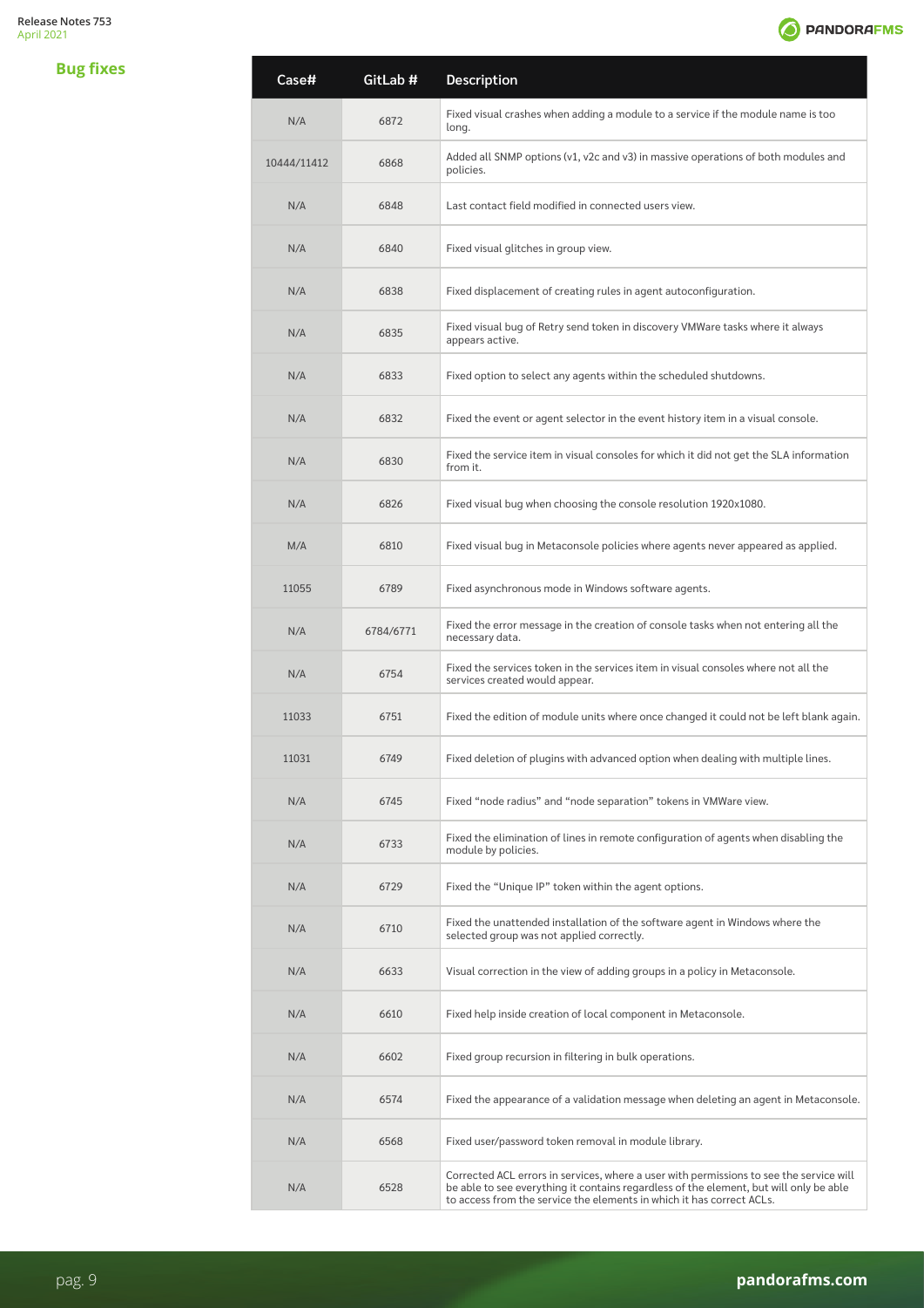## Bug fixes

| Case# | GitLab # | Description |
|---|---|---|
| N/A | 6872 | Fixed visual crashes when adding a module to a service if the module name is too long. |
| 10444/11412 | 6868 | Added all SNMP options (v1, v2c and v3) in massive operations of both modules and policies. |
| N/A | 6848 | Last contact field modified in connected users view. |
| N/A | 6840 | Fixed visual glitches in group view. |
| N/A | 6838 | Fixed displacement of creating rules in agent autoconfiguration. |
| N/A | 6835 | Fixed visual bug of Retry send token in discovery VMWare tasks where it always appears active. |
| N/A | 6833 | Fixed option to select any agents within the scheduled shutdowns. |
| N/A | 6832 | Fixed the event or agent selector in the event history item in a visual console. |
| N/A | 6830 | Fixed the service item in visual consoles for which it did not get the SLA information from it. |
| N/A | 6826 | Fixed visual bug when choosing the console resolution 1920x1080. |
| M/A | 6810 | Fixed visual bug in Metaconsole policies where agents never appeared as applied. |
| 11055 | 6789 | Fixed asynchronous mode in Windows software agents. |
| N/A | 6784/6771 | Fixed the error message in the creation of console tasks when not entering all the necessary data. |
| N/A | 6754 | Fixed the services token in the services item in visual consoles where not all the services created would appear. |
| 11033 | 6751 | Fixed the edition of module units where once changed it could not be left blank again. |
| 11031 | 6749 | Fixed deletion of plugins with advanced option when dealing with multiple lines. |
| N/A | 6745 | Fixed “node radius” and “node separation” tokens in VMWare view. |
| N/A | 6733 | Fixed the elimination of lines in remote configuration of agents when disabling the module by policies. |
| N/A | 6729 | Fixed the “Unique IP” token within the agent options. |
| N/A | 6710 | Fixed the unattended installation of the software agent in Windows where the selected group was not applied correctly. |
| N/A | 6633 | Visual correction in the view of adding groups in a policy in Metaconsole. |
| N/A | 6610 | Fixed help inside creation of local component in Metaconsole. |
| N/A | 6602 | Fixed group recursion in filtering in bulk operations. |
| N/A | 6574 | Fixed the appearance of a validation message when deleting an agent in Metaconsole. |
| N/A | 6568 | Fixed user/password token removal in module library. |
| N/A | 6528 | Corrected ACL errors in services, where a user with permissions to see the service will be able to see everything it contains regardless of the element, but will only be able to access from the service the elements in which it has correct ACLs. |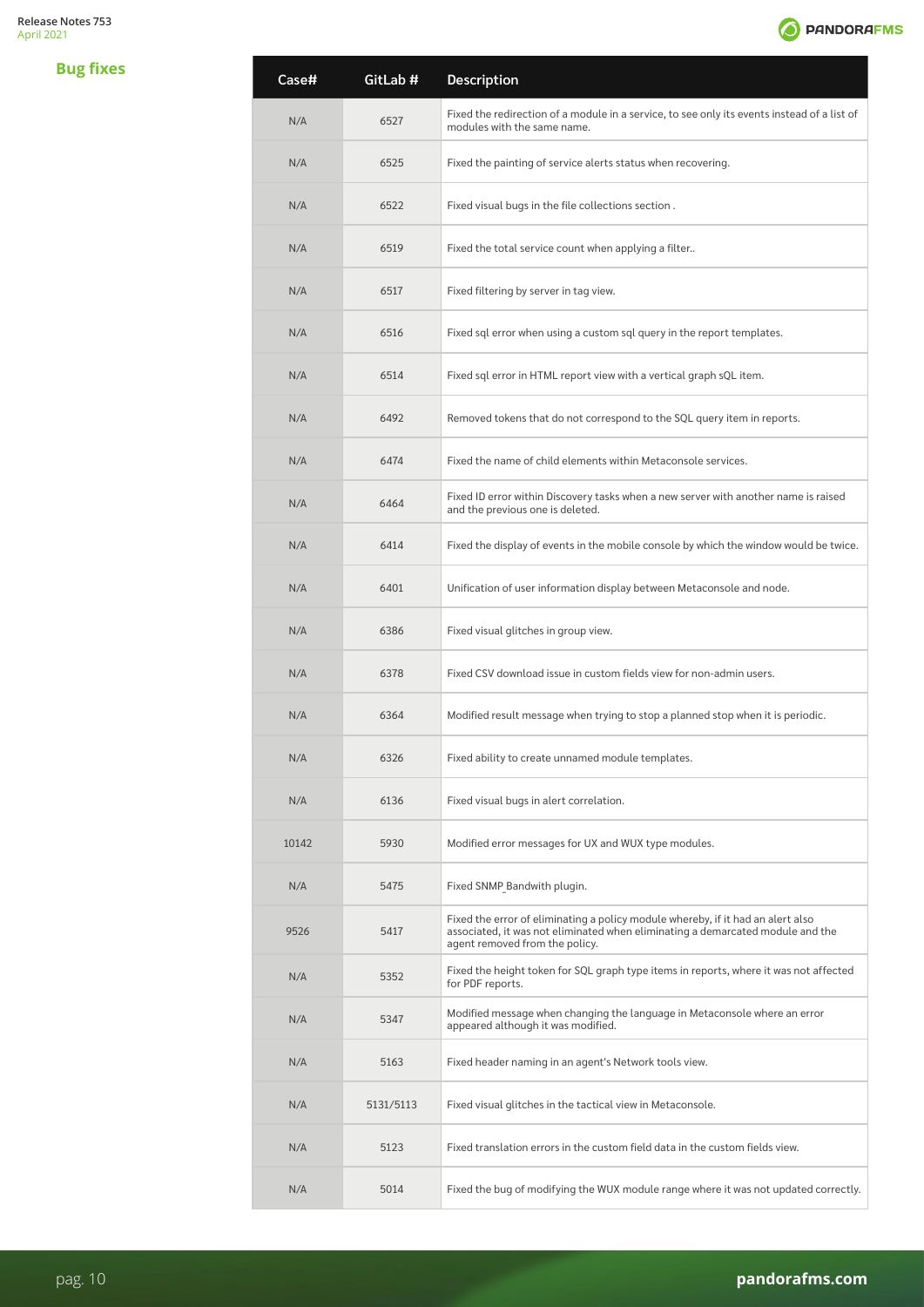## Bug fixes

| Case# | GitLab # | Description |
|---|---|---|
| N/A | 6527 | Fixed the redirection of a module in a service, to see only its events instead of a list of modules with the same name. |
| N/A | 6525 | Fixed the painting of service alerts status when recovering. |
| N/A | 6522 | Fixed visual bugs in the file collections section . |
| N/A | 6519 | Fixed the total service count when applying a filter.. |
| N/A | 6517 | Fixed filtering by server in tag view. |
| N/A | 6516 | Fixed sql error when using a custom sql query in the report templates. |
| N/A | 6514 | Fixed sql error in HTML report view with a vertical graph sQL item. |
| N/A | 6492 | Removed tokens that do not correspond to the SQL query item in reports. |
| N/A | 6474 | Fixed the name of child elements within Metaconsole services. |
| N/A | 6464 | Fixed ID error within Discovery tasks when a new server with another name is raised and the previous one is deleted. |
| N/A | 6414 | Fixed the display of events in the mobile console by which the window would be twice. |
| N/A | 6401 | Unification of user information display between Metaconsole and node. |
| N/A | 6386 | Fixed visual glitches in group view. |
| N/A | 6378 | Fixed CSV download issue in custom fields view for non-admin users. |
| N/A | 6364 | Modified result message when trying to stop a planned stop when it is periodic. |
| N/A | 6326 | Fixed ability to create unnamed module templates. |
| N/A | 6136 | Fixed visual bugs in alert correlation. |
| 10142 | 5930 | Modified error messages for UX and WUX type modules. |
| N/A | 5475 | Fixed SNMP_Bandwith plugin. |
| 9526 | 5417 | Fixed the error of eliminating a policy module whereby, if it had an alert also associated, it was not eliminated when eliminating a demarcated module and the agent removed from the policy. |
| N/A | 5352 | Fixed the height token for SQL graph type items in reports, where it was not affected for PDF reports. |
| N/A | 5347 | Modified message when changing the language in Metaconsole where an error appeared although it was modified. |
| N/A | 5163 | Fixed header naming in an agent's Network tools view. |
| N/A | 5131/5113 | Fixed visual glitches in the tactical view in Metaconsole. |
| N/A | 5123 | Fixed translation errors in the custom field data in the custom fields view. |
| N/A | 5014 | Fixed the bug of modifying the WUX module range where it was not updated correctly. |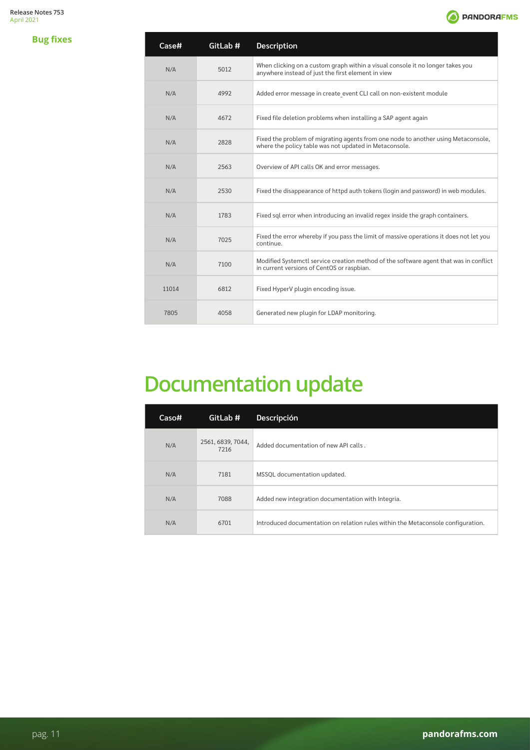## Bug fixes

| Case# | GitLab # | Description |
|---|---|---|
| N/A | 5012 | When clicking on a custom graph within a visual console it no longer takes you anywhere instead of just the first element in view |
| N/A | 4992 | Added error message in create_event CLI call on non-existent module |
| N/A | 4672 | Fixed file deletion problems when installing a SAP agent again |
| N/A | 2828 | Fixed the problem of migrating agents from one node to another using Metaconsole, where the policy table was not updated in Metaconsole. |
| N/A | 2563 | Overview of API calls OK and error messages. |
| N/A | 2530 | Fixed the disappearance of httpd auth tokens (login and password) in web modules. |
| N/A | 1783 | Fixed sql error when introducing an invalid regex inside the graph containers. |
| N/A | 7025 | Fixed the error whereby if you pass the limit of massive operations it does not let you continue. |
| N/A | 7100 | Modified Systemctl service creation method of the software agent that was in conflict in current versions of CentOS or raspbian. |
| 11014 | 6812 | Fixed HyperV plugin encoding issue. |
| 7805 | 4058 | Generated new plugin for LDAP monitoring. |

# Documentation update

| Caso# | GitLab # | Descripción |
|---|---|---|
| N/A | 2561, 6839, 7044, 7216 | Added documentation of new API calls . |
| N/A | 7181 | MSSQL documentation updated. |
| N/A | 7088 | Added new integration documentation with Integria. |
| N/A | 6701 | Introduced documentation on relation rules within the Metaconsole configuration. |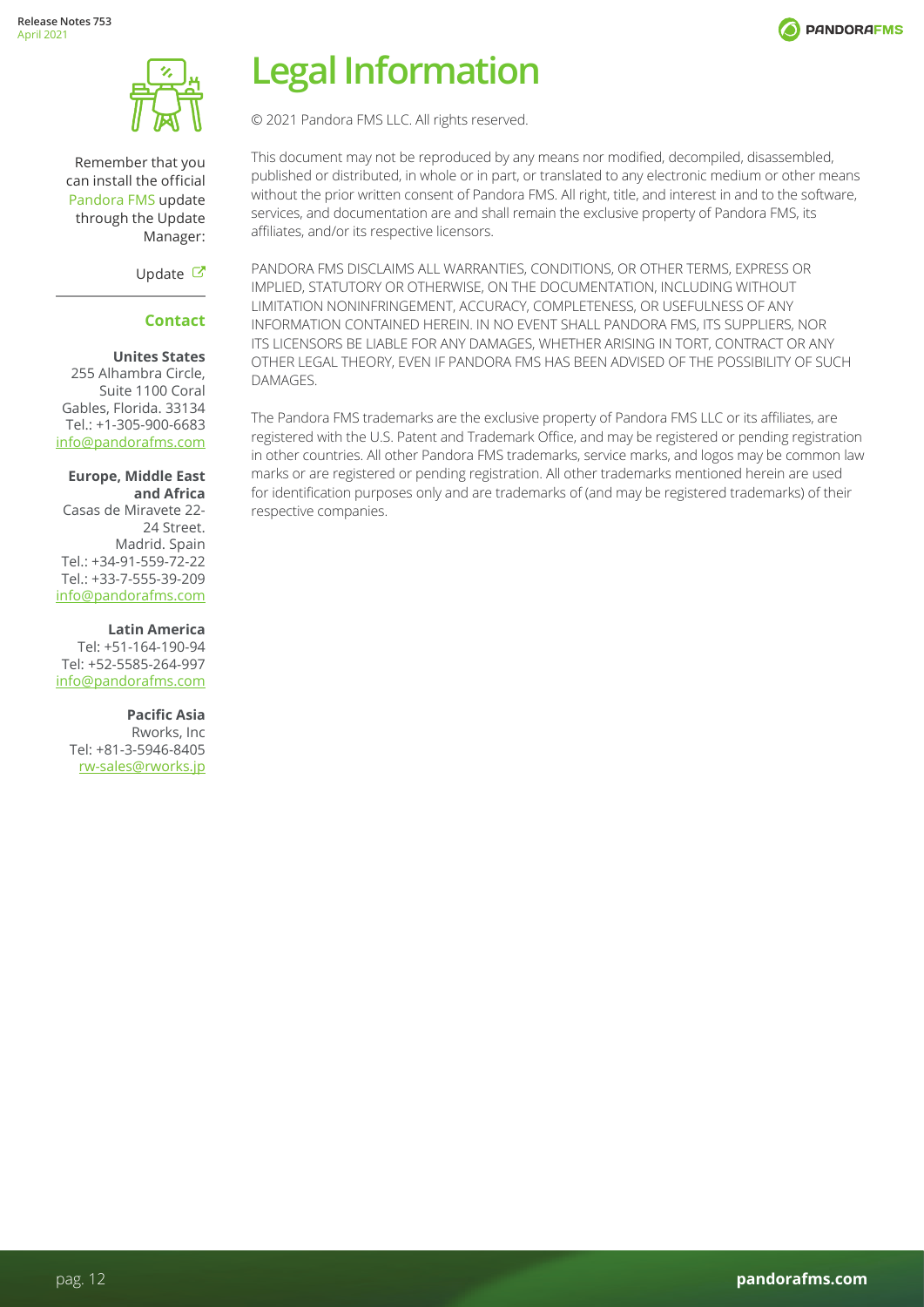# Legal Information

© 2021 Pandora FMS LLC. All rights reserved.

This document may not be reproduced by any means nor modified, decompiled, disassembled, published or distributed, in whole or in part, or translated to any electronic medium or other means without the prior written consent of Pandora FMS. All right, title, and interest in and to the software, services, and documentation are and shall remain the exclusive property of Pandora FMS, its affiliates, and/or its respective licensors.

PANDORA FMS DISCLAIMS ALL WARRANTIES, CONDITIONS, OR OTHER TERMS, EXPRESS OR IMPLIED, STATUTORY OR OTHERWISE, ON THE DOCUMENTATION, INCLUDING WITHOUT LIMITATION NONINFRINGEMENT, ACCURACY, COMPLETENESS, OR USEFULNESS OF ANY INFORMATION CONTAINED HEREIN. IN NO EVENT SHALL PANDORA FMS, ITS SUPPLIERS, NOR ITS LICENSORS BE LIABLE FOR ANY DAMAGES, WHETHER ARISING IN TORT, CONTRACT OR ANY OTHER LEGAL THEORY, EVEN IF PANDORA FMS HAS BEEN ADVISED OF THE POSSIBILITY OF SUCH DAMAGES.

The Pandora FMS trademarks are the exclusive property of Pandora FMS LLC or its affiliates, are registered with the U.S. Patent and Trademark Office, and may be registered or pending registration in other countries. All other Pandora FMS trademarks, service marks, and logos may be common law marks or are registered or pending registration. All other trademarks mentioned herein are used for identification purposes only and are trademarks of (and may be registered trademarks) of their respective companies.

Remember that you can install the official Pandora FMS update through the Update Manager:

Update

## Contact

**Unites States**
255 Alhambra Circle, Suite 1100 Coral Gables, Florida. 33134
Tel.: +1-305-900-6683
info@pandorafms.com

**Europe, Middle East and Africa**
Casas de Miravete 22-24 Street. Madrid. Spain
Tel.: +34-91-559-72-22
Tel.: +33-7-555-39-209
info@pandorafms.com

**Latin America**
Tel: +51-164-190-94
Tel: +52-5585-264-997
info@pandorafms.com

**Pacific Asia**
Rworks, Inc
Tel: +81-3-5946-8405
rw-sales@rworks.jp